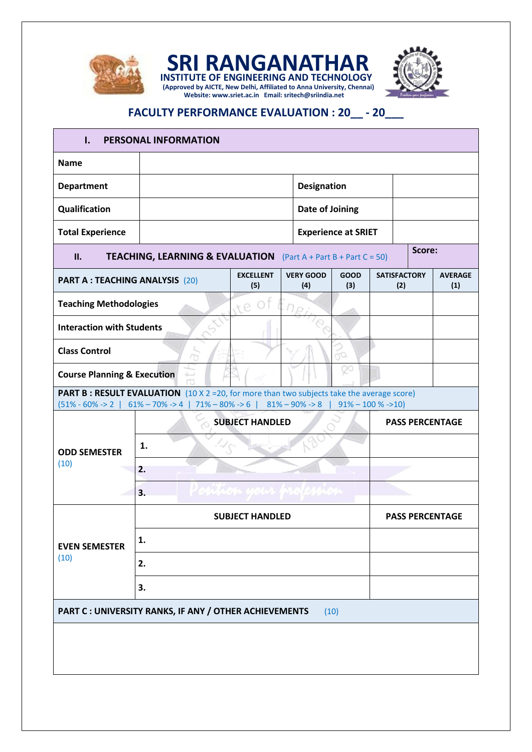# SRI RANGANATHAR

**INSTITUTE OF ENGINEERING AND TECHNOLOGY**

**(Approved by AICTE, New Delhi, Affiliated to Anna University, Chennai)**

**Website: www.sriet.ac.in Email: sritech@sriindia.net**

## FACULTY PERFORMANCE EVALUATION : 20__ - 20___

### I. PERSONAL INFORMATION

| | | | |
|---|---|---|---|
| **Name** | | | |
| **Department** | | **Designation** | |
| **Qualification** | | **Date of Joining** | |
| **Total Experience** | | **Experience at SRIET** | |

### II. TEACHING, LEARNING & EVALUATION (Part A + Part B + Part C = 50)

**Score:**

| **PART A : TEACHING ANALYSIS** (20) | **EXCELLENT (5)** | **VERY GOOD (4)** | **GOOD (3)** | **SATISFACTORY (2)** | **AVERAGE (1)** |
|---|---|---|---|---|---|
| **Teaching Methodologies** | | | | | |
| **Interaction with Students** | | | | | |
| **Class Control** | | | | | |
| **Course Planning & Execution** | | | | | |

**PART B : RESULT EVALUATION** (10 X 2 =20, for more than two subjects take the average score)
(51% - 60% -> 2 | 61% – 70% -> 4 | 71% – 80% -> 6 | 81% – 90% -> 8 | 91% – 100 % ->10)

| | **SUBJECT HANDLED** | **PASS PERCENTAGE** |
|---|---|---|
| **ODD SEMESTER** (10) | 1. | |
| | 2. | |
| | 3. | |
| | **SUBJECT HANDLED** | **PASS PERCENTAGE** |
| **EVEN SEMESTER** (10) | 1. | |
| | 2. | |
| | 3. | |

**PART C : UNIVERSITY RANKS, IF ANY / OTHER ACHIEVEMENTS** (10)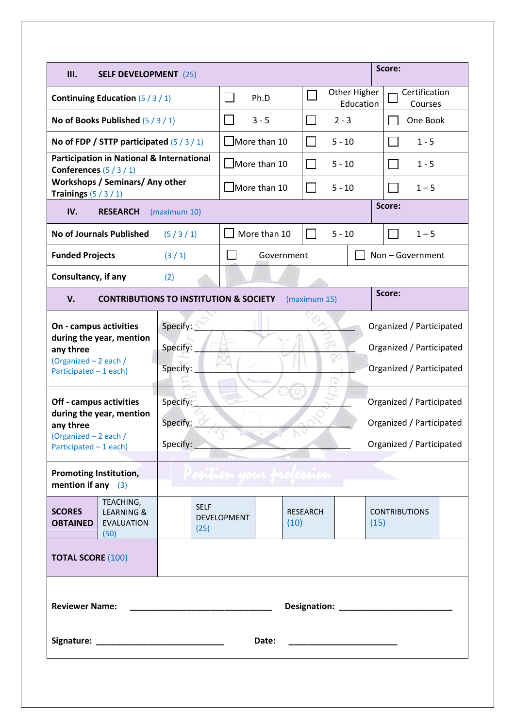| III. SELF DEVELOPMENT (25) | | | | Score: |
|---|---|---|---|---|
| Continuing Education (5 / 3 / 1) | ☐ Ph.D | ☐ Other Higher Education | ☐ Certification Courses | |
| No of Books Published (5 / 3 / 1) | ☐ 3 - 5 | ☐ 2 - 3 | ☐ One Book | |
| No of FDP / STTP participated (5 / 3 / 1) | ☐ More than 10 | ☐ 5 - 10 | ☐ 1 - 5 | |
| Participation in National & International Conferences (5 / 3 / 1) | ☐ More than 10 | ☐ 5 - 10 | ☐ 1 - 5 | |
| Workshops / Seminars/ Any other Trainings (5 / 3 / 1) | ☐ More than 10 | ☐ 5 - 10 | ☐ 1 – 5 | |

| IV. RESEARCH (maximum 10) | | | | Score: |
|---|---|---|---|---|
| No of Journals Published (5 / 3 / 1) | ☐ More than 10 | ☐ 5 - 10 | ☐ 1 – 5 | |
| Funded Projects (3 / 1) | ☐ Government | | ☐ Non – Government | |
| Consultancy, if any (2) | | | | |

| V. CONTRIBUTIONS TO INSTITUTION & SOCIETY (maximum 15) | | Score: |
|---|---|---|
| On - campus activities during the year, mention any three (Organized – 2 each / Participated – 1 each) | Specify: ______________________ | Organized / Participated |
| | Specify: ______________________ | Organized / Participated |
| | Specify: ______________________ | Organized / Participated |
| Off - campus activities during the year, mention any three (Organized – 2 each / Participated – 1 each) | Specify: ______________________ | Organized / Participated |
| | Specify: ______________________ | Organized / Participated |
| | Specify: ______________________ | Organized / Participated |
| Promoting Institution, mention if any (3) | | |

| SCORES OBTAINED | TEACHING, LEARNING & EVALUATION (50) | | SELF DEVELOPMENT (25) | | RESEARCH (10) | | CONTRIBUTIONS (15) | |
|---|---|---|---|---|---|---|---|---|
| TOTAL SCORE (100) | | | | | | | | |

**Reviewer Name:** ______________________________ **Designation:** ________________________

**Signature:** ___________________________ **Date:** _______________________